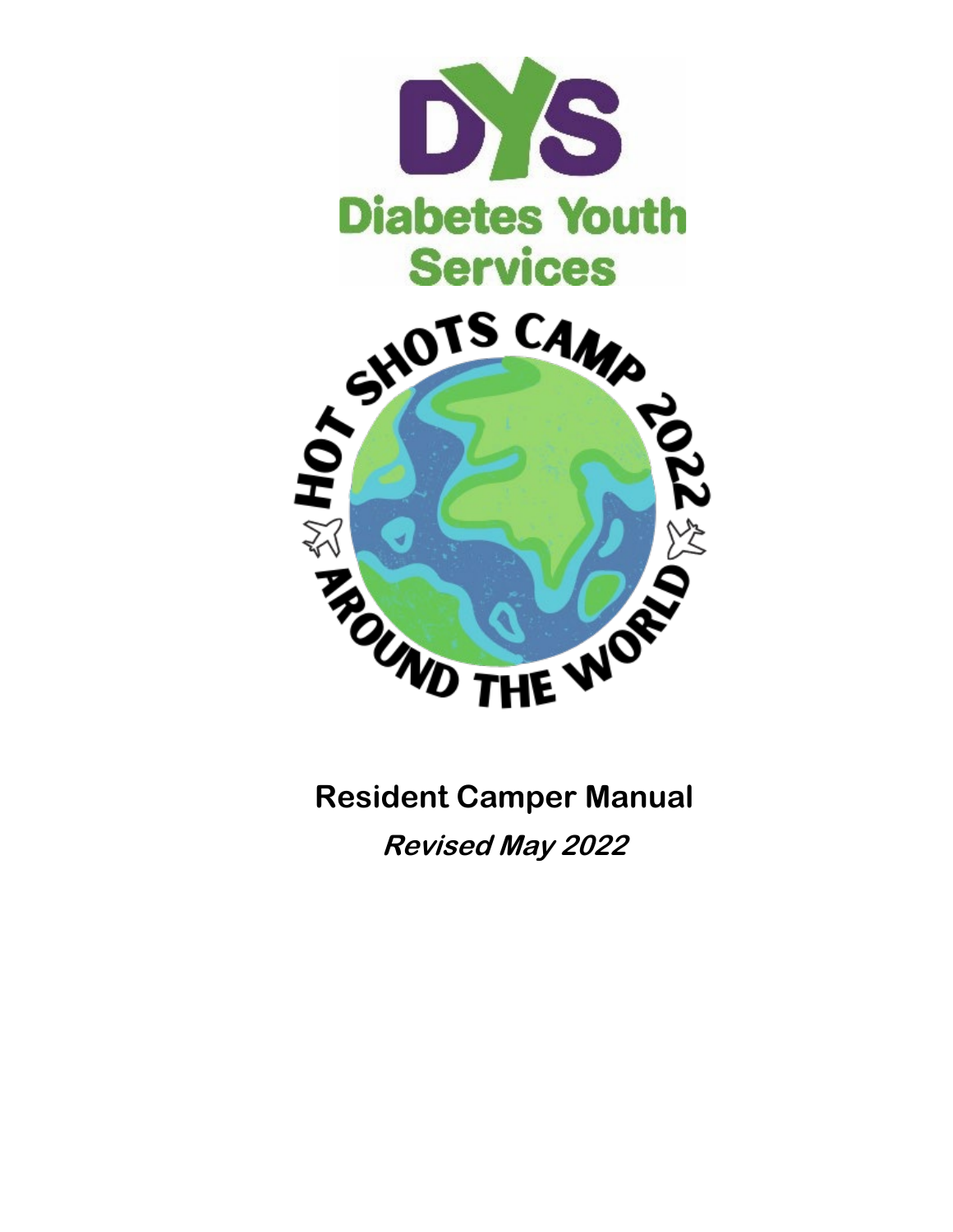DYS

Diabetes Youth Services

HOT SHOTS CAMP 2022

AROUND THE WORLD

# Resident Camper Manual

***Revised May 2022***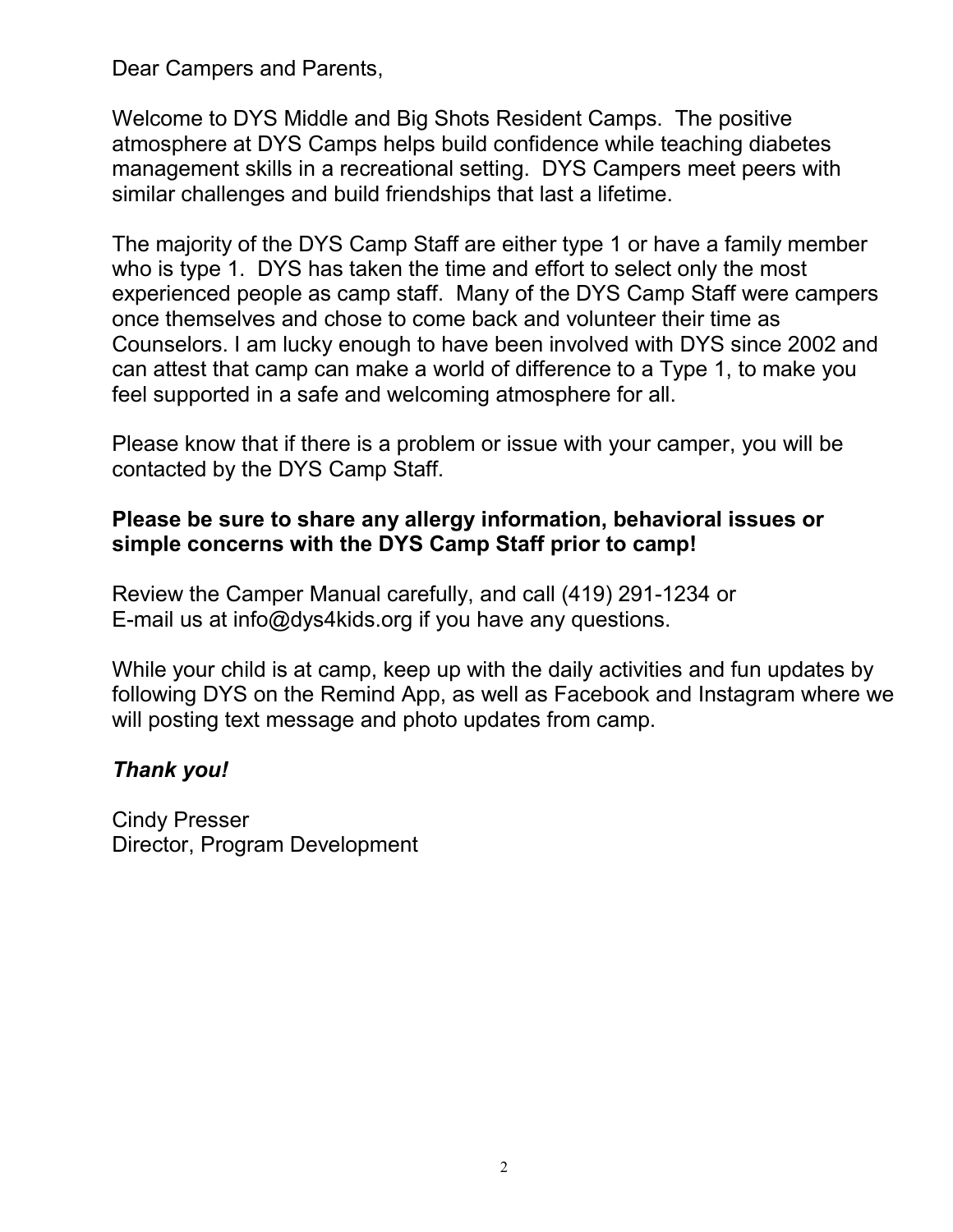Dear Campers and Parents,

Welcome to DYS Middle and Big Shots Resident Camps. The positive atmosphere at DYS Camps helps build confidence while teaching diabetes management skills in a recreational setting. DYS Campers meet peers with similar challenges and build friendships that last a lifetime.

The majority of the DYS Camp Staff are either type 1 or have a family member who is type 1. DYS has taken the time and effort to select only the most experienced people as camp staff. Many of the DYS Camp Staff were campers once themselves and chose to come back and volunteer their time as Counselors. I am lucky enough to have been involved with DYS since 2002 and can attest that camp can make a world of difference to a Type 1, to make you feel supported in a safe and welcoming atmosphere for all.

Please know that if there is a problem or issue with your camper, you will be contacted by the DYS Camp Staff.

**Please be sure to share any allergy information, behavioral issues or simple concerns with the DYS Camp Staff prior to camp!**

Review the Camper Manual carefully, and call (419) 291-1234 or E-mail us at info@dys4kids.org if you have any questions.

While your child is at camp, keep up with the daily activities and fun updates by following DYS on the Remind App, as well as Facebook and Instagram where we will posting text message and photo updates from camp.

***Thank you!***

Cindy Presser
Director, Program Development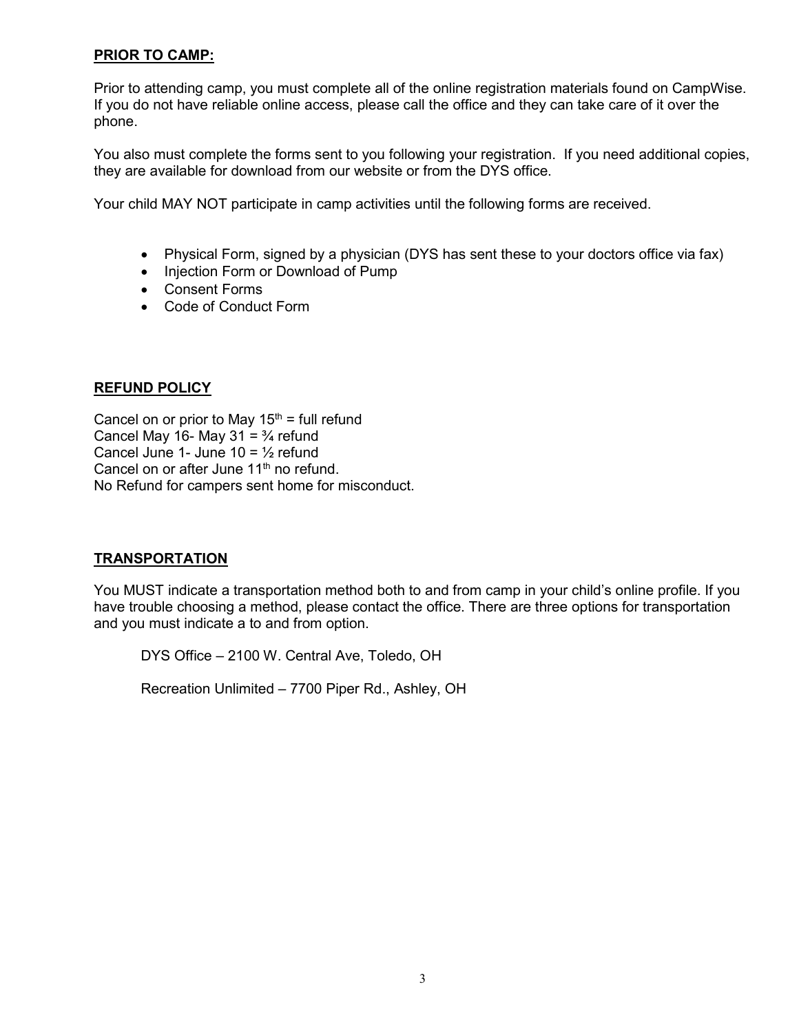**PRIOR TO CAMP:**

Prior to attending camp, you must complete all of the online registration materials found on CampWise. If you do not have reliable online access, please call the office and they can take care of it over the phone.

You also must complete the forms sent to you following your registration. If you need additional copies, they are available for download from our website or from the DYS office.

Your child MAY NOT participate in camp activities until the following forms are received.

- Physical Form, signed by a physician (DYS has sent these to your doctors office via fax)
- Injection Form or Download of Pump
- Consent Forms
- Code of Conduct Form

**REFUND POLICY**

Cancel on or prior to May 15th = full refund
Cancel May 16- May 31 = ¾ refund
Cancel June 1- June 10 = ½ refund
Cancel on or after June 11th no refund.
No Refund for campers sent home for misconduct.

**TRANSPORTATION**

You MUST indicate a transportation method both to and from camp in your child's online profile. If you have trouble choosing a method, please contact the office. There are three options for transportation and you must indicate a to and from option.

DYS Office – 2100 W. Central Ave, Toledo, OH

Recreation Unlimited – 7700 Piper Rd., Ashley, OH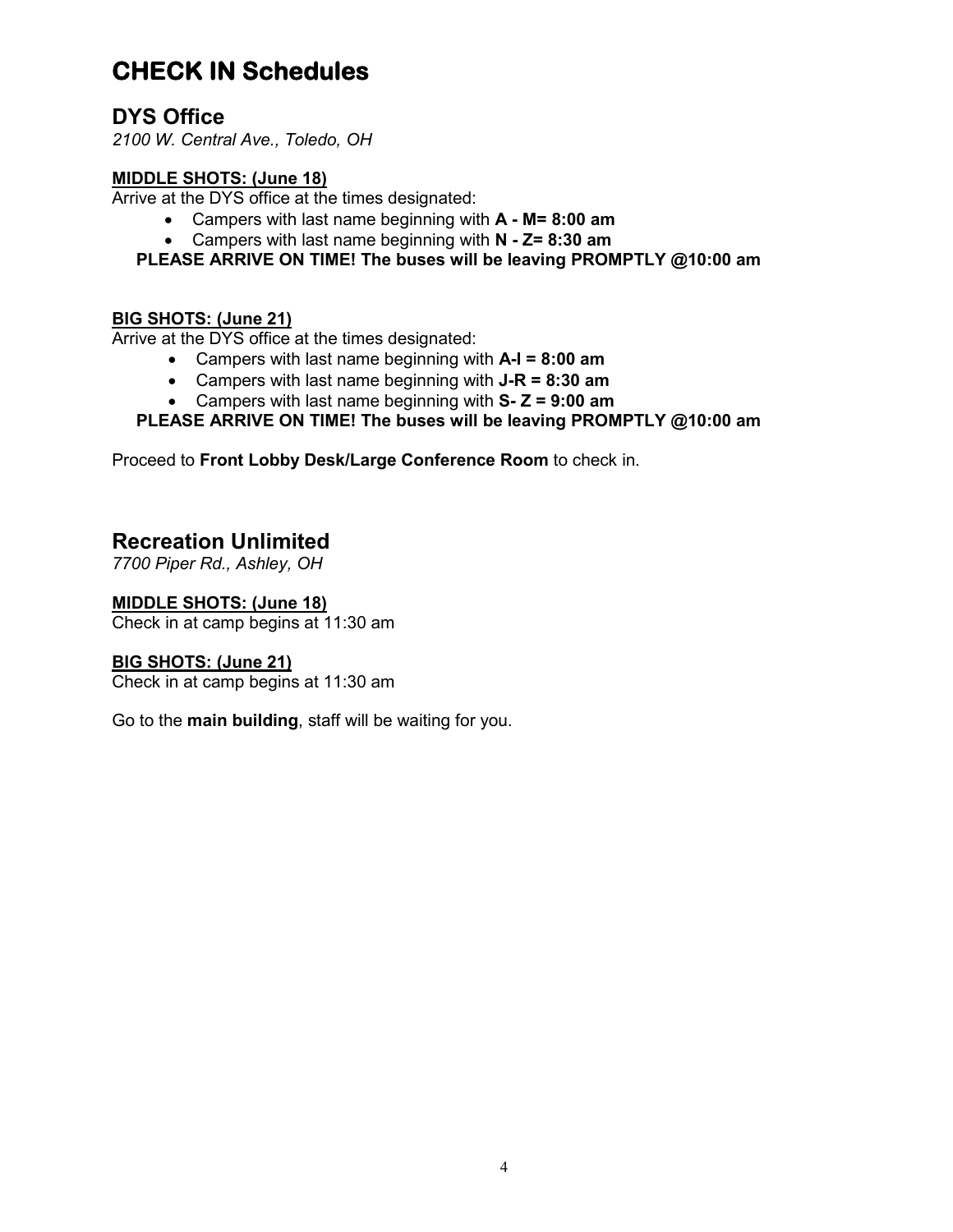# CHECK IN Schedules

## DYS Office

*2100 W. Central Ave., Toledo, OH*

**MIDDLE SHOTS: (June 18)**

Arrive at the DYS office at the times designated:

- Campers with last name beginning with **A - M= 8:00 am**
- Campers with last name beginning with **N - Z= 8:30 am**

**PLEASE ARRIVE ON TIME! The buses will be leaving PROMPTLY @10:00 am**

**BIG SHOTS: (June 21)**

Arrive at the DYS office at the times designated:

- Campers with last name beginning with **A-I = 8:00 am**
- Campers with last name beginning with **J-R = 8:30 am**
- Campers with last name beginning with **S- Z = 9:00 am**

**PLEASE ARRIVE ON TIME! The buses will be leaving PROMPTLY @10:00 am**

Proceed to **Front Lobby Desk/Large Conference Room** to check in.

## Recreation Unlimited

*7700 Piper Rd., Ashley, OH*

**MIDDLE SHOTS: (June 18)**

Check in at camp begins at 11:30 am

**BIG SHOTS: (June 21)**

Check in at camp begins at 11:30 am

Go to the **main building**, staff will be waiting for you.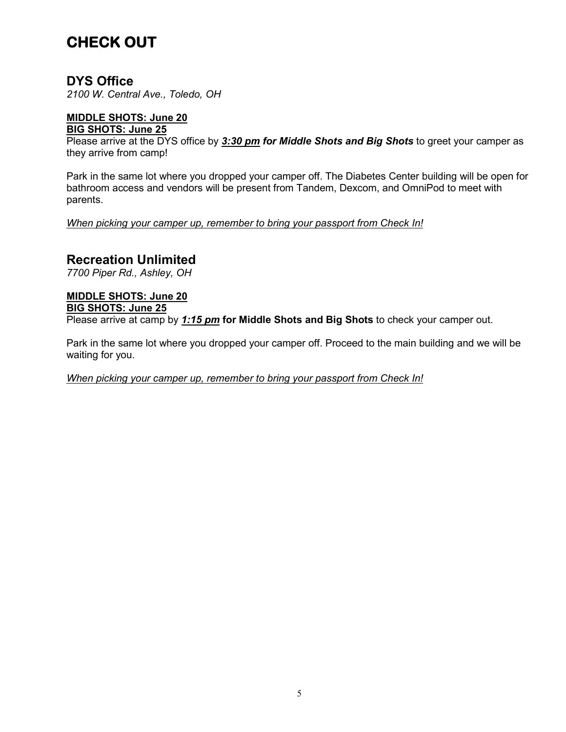# CHECK OUT

## DYS Office

*2100 W. Central Ave., Toledo, OH*

<u>**MIDDLE SHOTS: June 20**</u>
<u>**BIG SHOTS: June 25**</u>

Please arrive at the DYS office by <u>***3:30 pm***</u> ***for Middle Shots and Big Shots*** to greet your camper as they arrive from camp!

Park in the same lot where you dropped your camper off. The Diabetes Center building will be open for bathroom access and vendors will be present from Tandem, Dexcom, and OmniPod to meet with parents.

<u>*When picking your camper up, remember to bring your passport from Check In!*</u>

## Recreation Unlimited

*7700 Piper Rd., Ashley, OH*

<u>**MIDDLE SHOTS: June 20**</u>
<u>**BIG SHOTS: June 25**</u>

Please arrive at camp by <u>***1:15 pm***</u> **for Middle Shots and Big Shots** to check your camper out.

Park in the same lot where you dropped your camper off. Proceed to the main building and we will be waiting for you.

<u>*When picking your camper up, remember to bring your passport from Check In!*</u>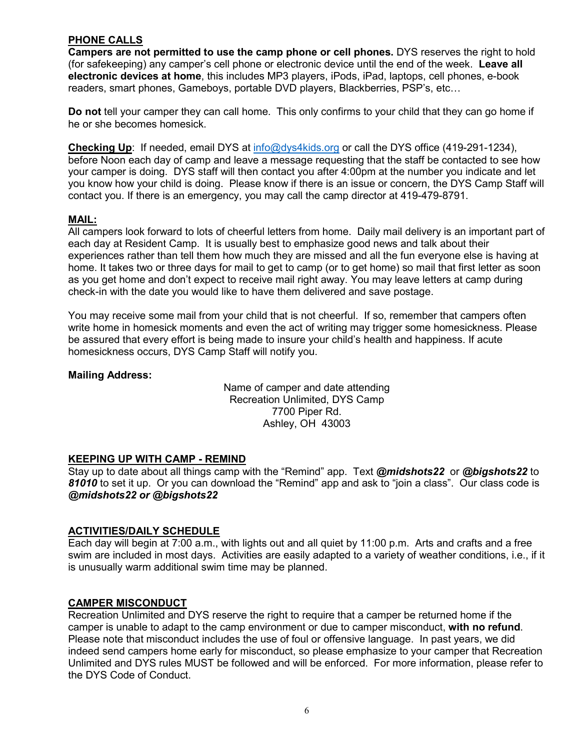## PHONE CALLS

**Campers are not permitted to use the camp phone or cell phones.** DYS reserves the right to hold (for safekeeping) any camper's cell phone or electronic device until the end of the week. **Leave all electronic devices at home**, this includes MP3 players, iPods, iPad, laptops, cell phones, e-book readers, smart phones, Gameboys, portable DVD players, Blackberries, PSP's, etc…

**Do not** tell your camper they can call home. This only confirms to your child that they can go home if he or she becomes homesick.

**Checking Up**: If needed, email DYS at info@dys4kids.org or call the DYS office (419-291-1234), before Noon each day of camp and leave a message requesting that the staff be contacted to see how your camper is doing. DYS staff will then contact you after 4:00pm at the number you indicate and let you know how your child is doing. Please know if there is an issue or concern, the DYS Camp Staff will contact you. If there is an emergency, you may call the camp director at 419-479-8791.

## MAIL:

All campers look forward to lots of cheerful letters from home. Daily mail delivery is an important part of each day at Resident Camp. It is usually best to emphasize good news and talk about their experiences rather than tell them how much they are missed and all the fun everyone else is having at home. It takes two or three days for mail to get to camp (or to get home) so mail that first letter as soon as you get home and don't expect to receive mail right away. You may leave letters at camp during check-in with the date you would like to have them delivered and save postage.

You may receive some mail from your child that is not cheerful. If so, remember that campers often write home in homesick moments and even the act of writing may trigger some homesickness. Please be assured that every effort is being made to insure your child's health and happiness. If acute homesickness occurs, DYS Camp Staff will notify you.

**Mailing Address:**

Name of camper and date attending
Recreation Unlimited, DYS Camp
7700 Piper Rd.
Ashley, OH 43003

## KEEPING UP WITH CAMP - REMIND

Stay up to date about all things camp with the "Remind" app. Text ***@midshots22*** or ***@bigshots22*** to ***81010*** to set it up. Or you can download the "Remind" app and ask to "join a class". Our class code is ***@midshots22 or @bigshots22***

## ACTIVITIES/DAILY SCHEDULE

Each day will begin at 7:00 a.m., with lights out and all quiet by 11:00 p.m. Arts and crafts and a free swim are included in most days. Activities are easily adapted to a variety of weather conditions, i.e., if it is unusually warm additional swim time may be planned.

## CAMPER MISCONDUCT

Recreation Unlimited and DYS reserve the right to require that a camper be returned home if the camper is unable to adapt to the camp environment or due to camper misconduct, **with no refund**. Please note that misconduct includes the use of foul or offensive language. In past years, we did indeed send campers home early for misconduct, so please emphasize to your camper that Recreation Unlimited and DYS rules MUST be followed and will be enforced. For more information, please refer to the DYS Code of Conduct.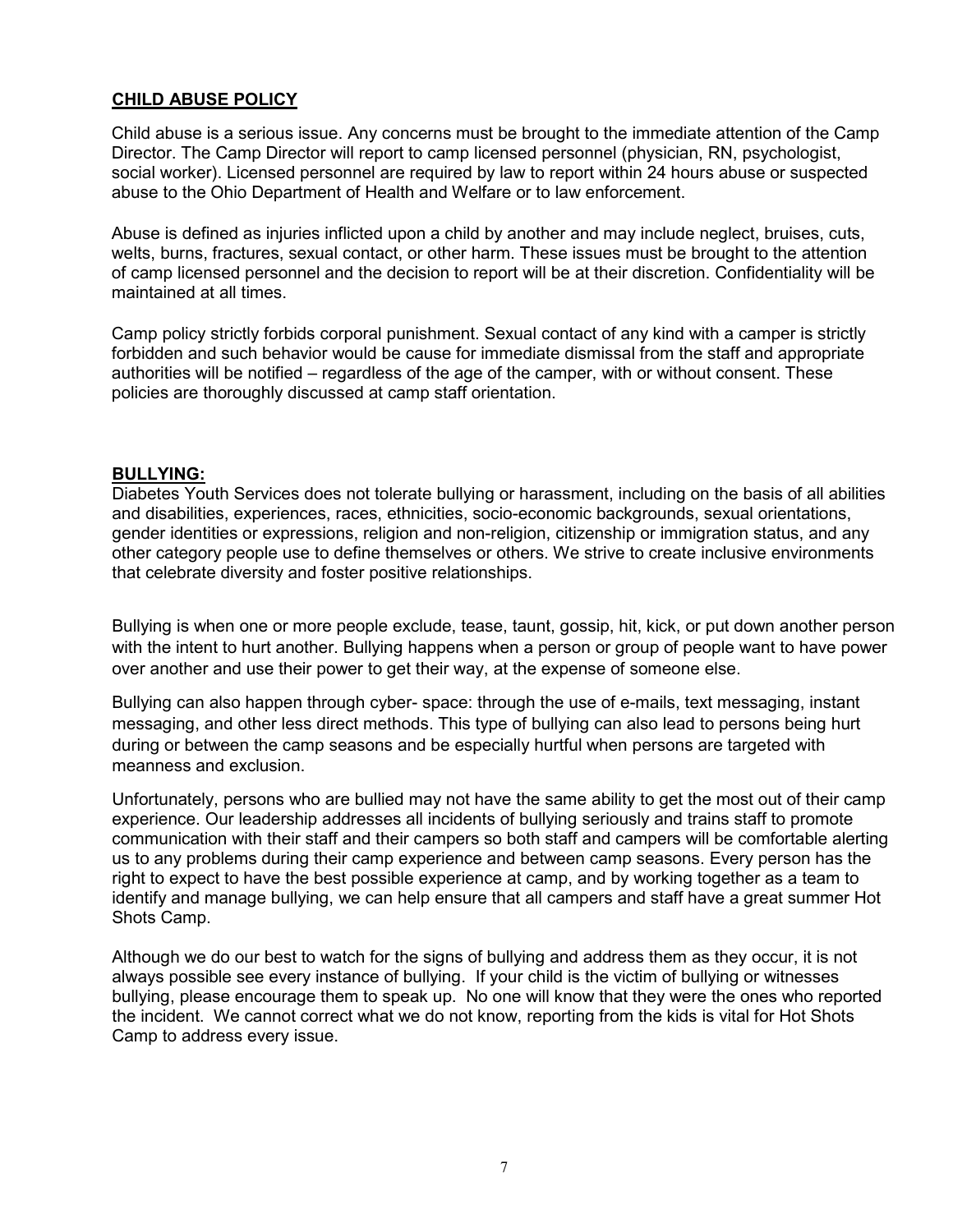## CHILD ABUSE POLICY

Child abuse is a serious issue. Any concerns must be brought to the immediate attention of the Camp Director. The Camp Director will report to camp licensed personnel (physician, RN, psychologist, social worker). Licensed personnel are required by law to report within 24 hours abuse or suspected abuse to the Ohio Department of Health and Welfare or to law enforcement.

Abuse is defined as injuries inflicted upon a child by another and may include neglect, bruises, cuts, welts, burns, fractures, sexual contact, or other harm. These issues must be brought to the attention of camp licensed personnel and the decision to report will be at their discretion. Confidentiality will be maintained at all times.

Camp policy strictly forbids corporal punishment. Sexual contact of any kind with a camper is strictly forbidden and such behavior would be cause for immediate dismissal from the staff and appropriate authorities will be notified – regardless of the age of the camper, with or without consent. These policies are thoroughly discussed at camp staff orientation.

## BULLYING:

Diabetes Youth Services does not tolerate bullying or harassment, including on the basis of all abilities and disabilities, experiences, races, ethnicities, socio-economic backgrounds, sexual orientations, gender identities or expressions, religion and non-religion, citizenship or immigration status, and any other category people use to define themselves or others. We strive to create inclusive environments that celebrate diversity and foster positive relationships.

Bullying is when one or more people exclude, tease, taunt, gossip, hit, kick, or put down another person with the intent to hurt another. Bullying happens when a person or group of people want to have power over another and use their power to get their way, at the expense of someone else.

Bullying can also happen through cyber- space: through the use of e-mails, text messaging, instant messaging, and other less direct methods. This type of bullying can also lead to persons being hurt during or between the camp seasons and be especially hurtful when persons are targeted with meanness and exclusion.

Unfortunately, persons who are bullied may not have the same ability to get the most out of their camp experience. Our leadership addresses all incidents of bullying seriously and trains staff to promote communication with their staff and their campers so both staff and campers will be comfortable alerting us to any problems during their camp experience and between camp seasons. Every person has the right to expect to have the best possible experience at camp, and by working together as a team to identify and manage bullying, we can help ensure that all campers and staff have a great summer Hot Shots Camp.

Although we do our best to watch for the signs of bullying and address them as they occur, it is not always possible see every instance of bullying. If your child is the victim of bullying or witnesses bullying, please encourage them to speak up. No one will know that they were the ones who reported the incident. We cannot correct what we do not know, reporting from the kids is vital for Hot Shots Camp to address every issue.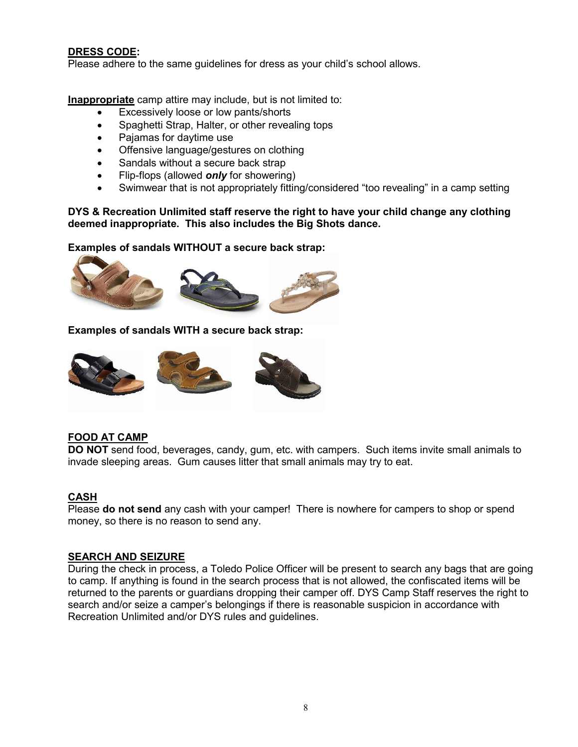**DRESS CODE:**

Please adhere to the same guidelines for dress as your child's school allows.

**Inappropriate** camp attire may include, but is not limited to:

- Excessively loose or low pants/shorts
- Spaghetti Strap, Halter, or other revealing tops
- Pajamas for daytime use
- Offensive language/gestures on clothing
- Sandals without a secure back strap
- Flip-flops (allowed ***only*** for showering)
- Swimwear that is not appropriately fitting/considered "too revealing" in a camp setting

**DYS & Recreation Unlimited staff reserve the right to have your child change any clothing deemed inappropriate. This also includes the Big Shots dance.**

**Examples of sandals WITHOUT a secure back strap:**

**Examples of sandals WITH a secure back strap:**

**FOOD AT CAMP**

**DO NOT** send food, beverages, candy, gum, etc. with campers. Such items invite small animals to invade sleeping areas. Gum causes litter that small animals may try to eat.

**CASH**

Please **do not send** any cash with your camper! There is nowhere for campers to shop or spend money, so there is no reason to send any.

**SEARCH AND SEIZURE**

During the check in process, a Toledo Police Officer will be present to search any bags that are going to camp. If anything is found in the search process that is not allowed, the confiscated items will be returned to the parents or guardians dropping their camper off. DYS Camp Staff reserves the right to search and/or seize a camper's belongings if there is reasonable suspicion in accordance with Recreation Unlimited and/or DYS rules and guidelines.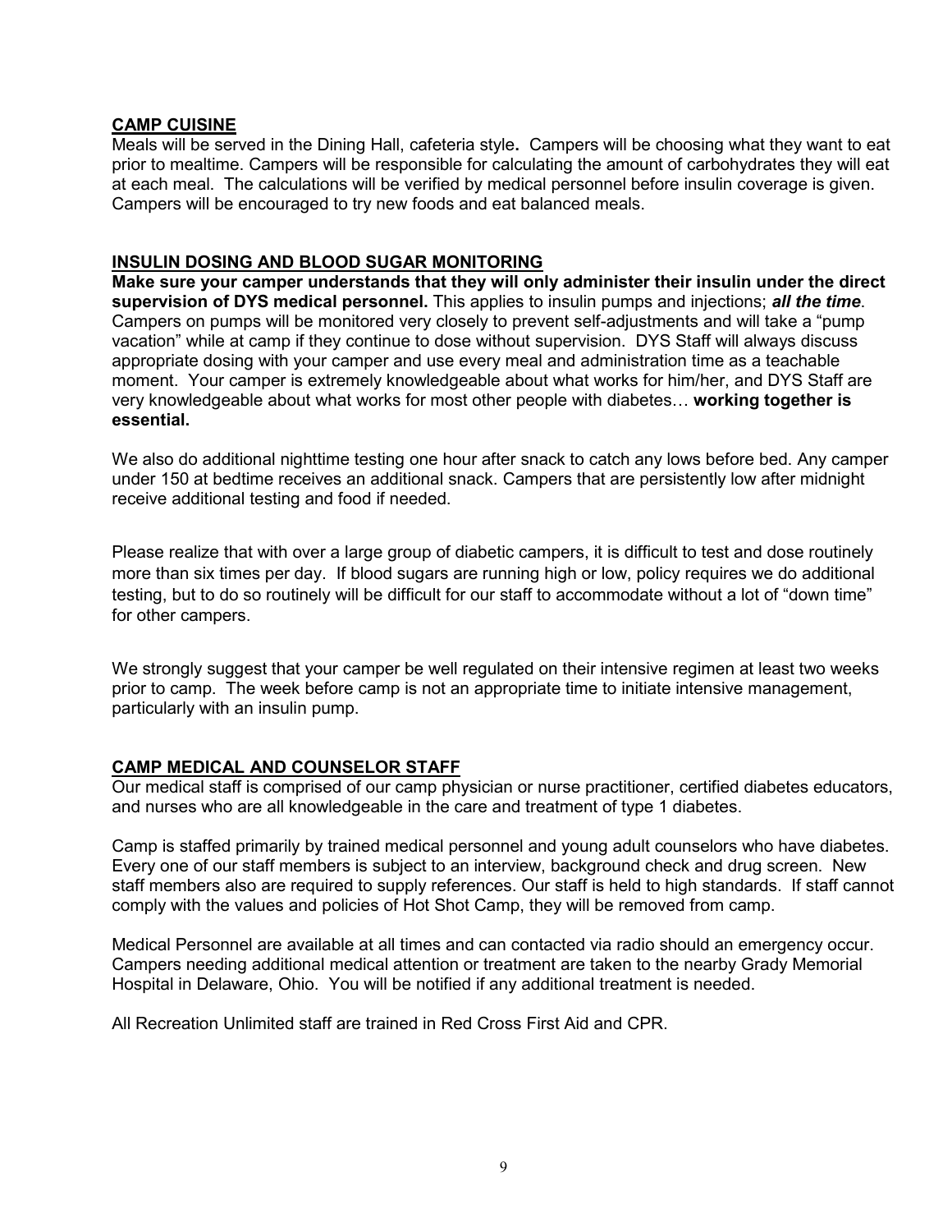## CAMP CUISINE

Meals will be served in the Dining Hall, cafeteria style**.** Campers will be choosing what they want to eat prior to mealtime. Campers will be responsible for calculating the amount of carbohydrates they will eat at each meal. The calculations will be verified by medical personnel before insulin coverage is given. Campers will be encouraged to try new foods and eat balanced meals.

## INSULIN DOSING AND BLOOD SUGAR MONITORING

**Make sure your camper understands that they will only administer their insulin under the direct supervision of DYS medical personnel.** This applies to insulin pumps and injections; ***all the time***. Campers on pumps will be monitored very closely to prevent self-adjustments and will take a "pump vacation" while at camp if they continue to dose without supervision. DYS Staff will always discuss appropriate dosing with your camper and use every meal and administration time as a teachable moment. Your camper is extremely knowledgeable about what works for him/her, and DYS Staff are very knowledgeable about what works for most other people with diabetes… **working together is essential.**

We also do additional nighttime testing one hour after snack to catch any lows before bed. Any camper under 150 at bedtime receives an additional snack. Campers that are persistently low after midnight receive additional testing and food if needed.

Please realize that with over a large group of diabetic campers, it is difficult to test and dose routinely more than six times per day. If blood sugars are running high or low, policy requires we do additional testing, but to do so routinely will be difficult for our staff to accommodate without a lot of "down time" for other campers.

We strongly suggest that your camper be well regulated on their intensive regimen at least two weeks prior to camp. The week before camp is not an appropriate time to initiate intensive management, particularly with an insulin pump.

## CAMP MEDICAL AND COUNSELOR STAFF

Our medical staff is comprised of our camp physician or nurse practitioner, certified diabetes educators, and nurses who are all knowledgeable in the care and treatment of type 1 diabetes.

Camp is staffed primarily by trained medical personnel and young adult counselors who have diabetes. Every one of our staff members is subject to an interview, background check and drug screen. New staff members also are required to supply references. Our staff is held to high standards. If staff cannot comply with the values and policies of Hot Shot Camp, they will be removed from camp.

Medical Personnel are available at all times and can contacted via radio should an emergency occur. Campers needing additional medical attention or treatment are taken to the nearby Grady Memorial Hospital in Delaware, Ohio. You will be notified if any additional treatment is needed.

All Recreation Unlimited staff are trained in Red Cross First Aid and CPR.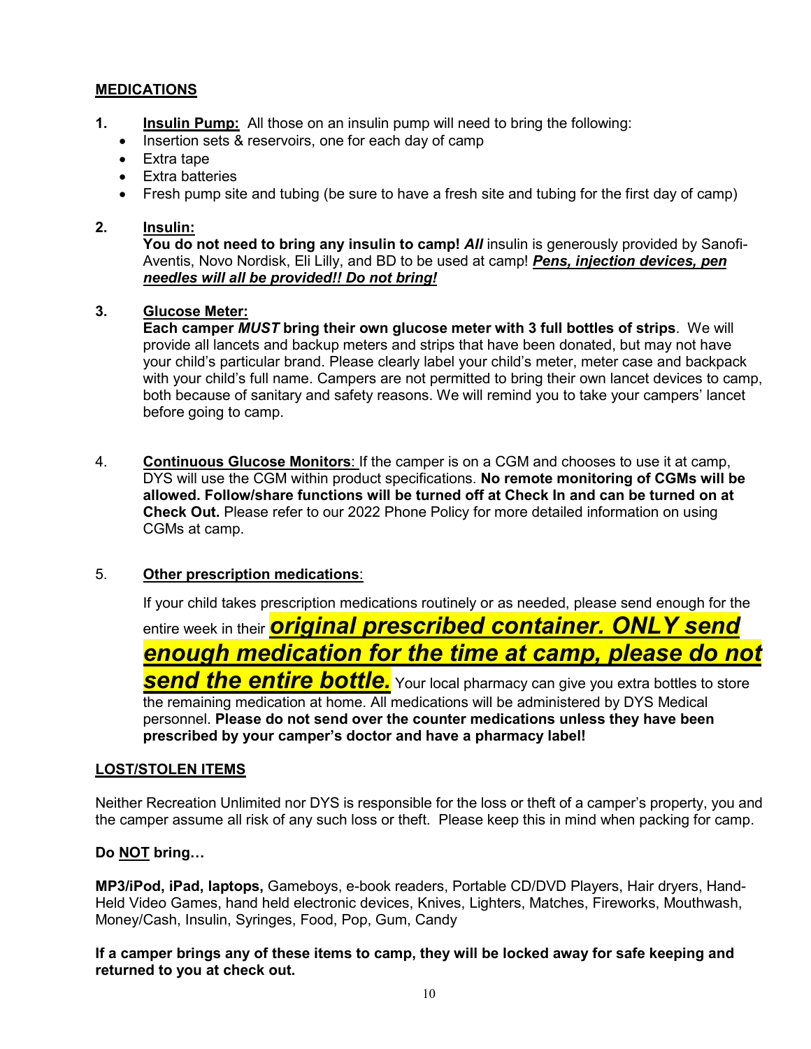## MEDICATIONS

1. **Insulin Pump:** All those on an insulin pump will need to bring the following:
   - Insertion sets & reservoirs, one for each day of camp
   - Extra tape
   - Extra batteries
   - Fresh pump site and tubing (be sure to have a fresh site and tubing for the first day of camp)

2. **Insulin:**
   **You do not need to bring any insulin to camp! *All*** insulin is generously provided by Sanofi-Aventis, Novo Nordisk, Eli Lilly, and BD to be used at camp! ***Pens, injection devices, pen needles will all be provided!! Do not bring!***

3. **Glucose Meter:**
   **Each camper *MUST* bring their own glucose meter with 3 full bottles of strips**. We will provide all lancets and backup meters and strips that have been donated, but may not have your child's particular brand. Please clearly label your child's meter, meter case and backpack with your child's full name. Campers are not permitted to bring their own lancet devices to camp, both because of sanitary and safety reasons. We will remind you to take your campers' lancet before going to camp.

4. **Continuous Glucose Monitors**: If the camper is on a CGM and chooses to use it at camp, DYS will use the CGM within product specifications. **No remote monitoring of CGMs will be allowed. Follow/share functions will be turned off at Check In and can be turned on at Check Out.** Please refer to our 2022 Phone Policy for more detailed information on using CGMs at camp.

5. **Other prescription medications**:

   If your child takes prescription medications routinely or as needed, please send enough for the entire week in their ***original prescribed container. ONLY send enough medication for the time at camp, please do not send the entire bottle.*** Your local pharmacy can give you extra bottles to store the remaining medication at home. All medications will be administered by DYS Medical personnel. **Please do not send over the counter medications unless they have been prescribed by your camper's doctor and have a pharmacy label!**

## LOST/STOLEN ITEMS

Neither Recreation Unlimited nor DYS is responsible for the loss or theft of a camper's property, you and the camper assume all risk of any such loss or theft. Please keep this in mind when packing for camp.

**Do NOT bring…**

**MP3/iPod, iPad, laptops,** Gameboys, e-book readers, Portable CD/DVD Players, Hair dryers, Hand-Held Video Games, hand held electronic devices, Knives, Lighters, Matches, Fireworks, Mouthwash, Money/Cash, Insulin, Syringes, Food, Pop, Gum, Candy

**If a camper brings any of these items to camp, they will be locked away for safe keeping and returned to you at check out.**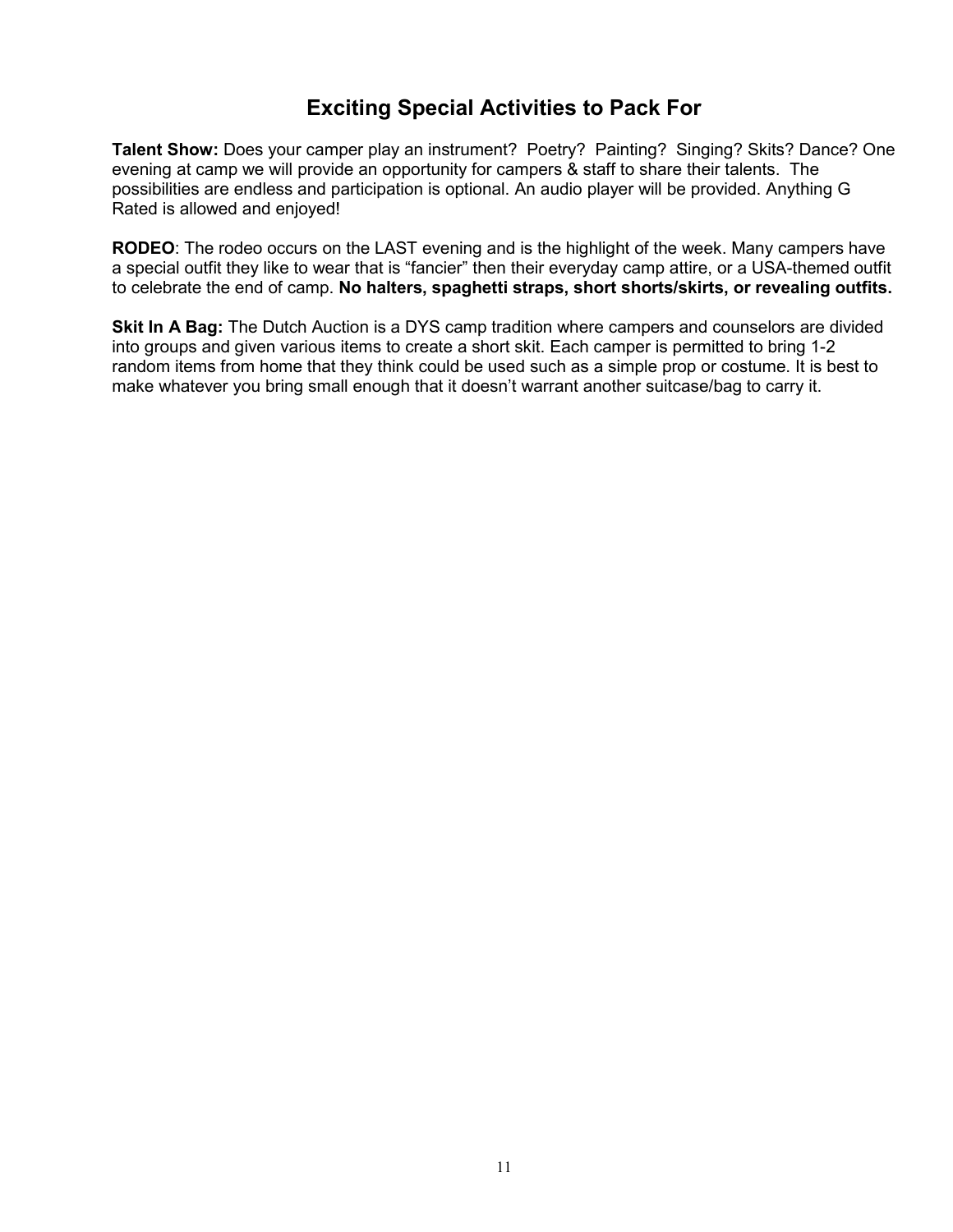## Exciting Special Activities to Pack For

**Talent Show:** Does your camper play an instrument? Poetry? Painting? Singing? Skits? Dance? One evening at camp we will provide an opportunity for campers & staff to share their talents. The possibilities are endless and participation is optional. An audio player will be provided. Anything G Rated is allowed and enjoyed!

**RODEO**: The rodeo occurs on the LAST evening and is the highlight of the week. Many campers have a special outfit they like to wear that is "fancier" then their everyday camp attire, or a USA-themed outfit to celebrate the end of camp. **No halters, spaghetti straps, short shorts/skirts, or revealing outfits.**

**Skit In A Bag:** The Dutch Auction is a DYS camp tradition where campers and counselors are divided into groups and given various items to create a short skit. Each camper is permitted to bring 1-2 random items from home that they think could be used such as a simple prop or costume. It is best to make whatever you bring small enough that it doesn't warrant another suitcase/bag to carry it.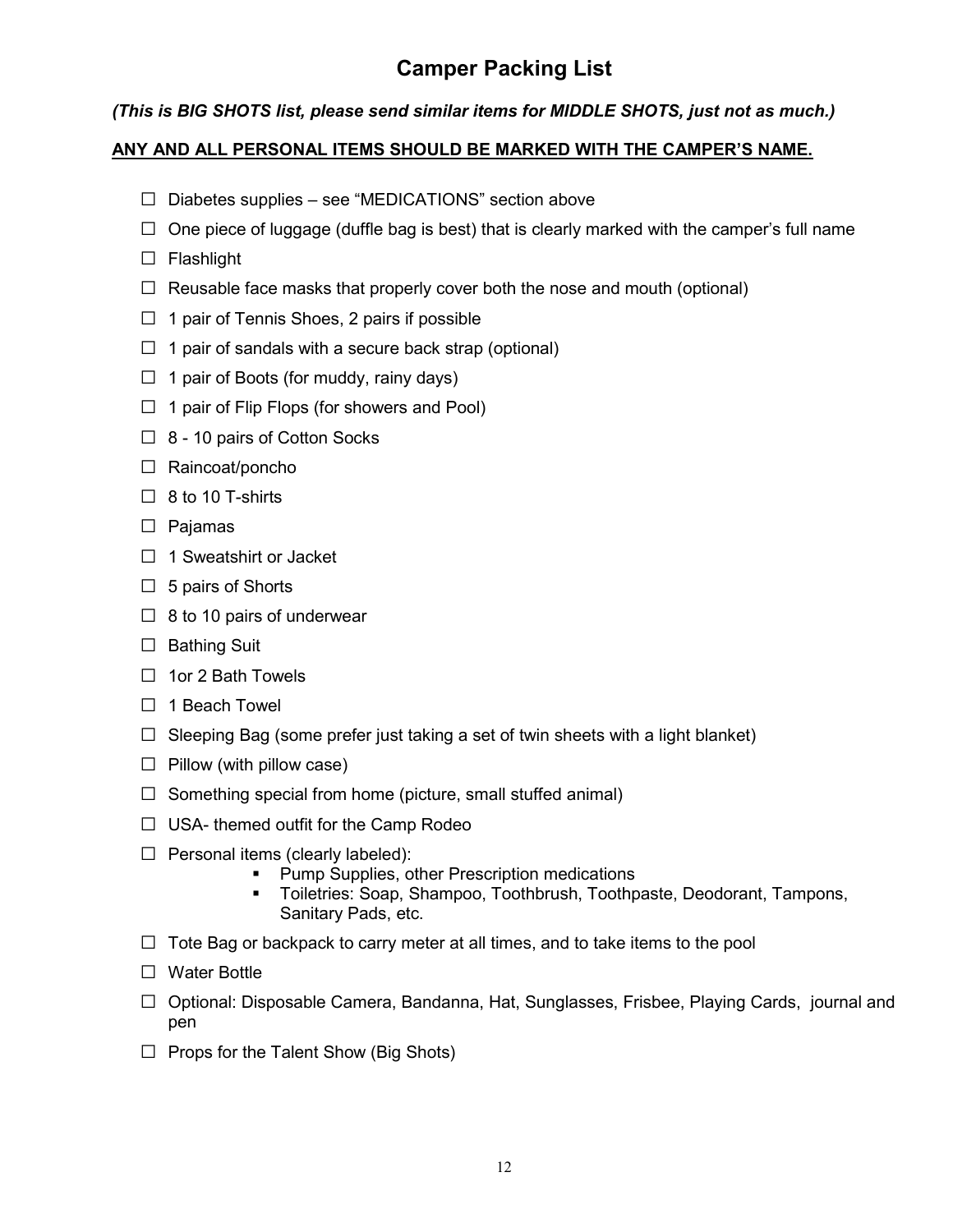# Camper Packing List

***(This is BIG SHOTS list, please send similar items for MIDDLE SHOTS, just not as much.)***

**ANY AND ALL PERSONAL ITEMS SHOULD BE MARKED WITH THE CAMPER'S NAME.**

- ☐ Diabetes supplies – see "MEDICATIONS" section above
- ☐ One piece of luggage (duffle bag is best) that is clearly marked with the camper's full name
- ☐ Flashlight
- ☐ Reusable face masks that properly cover both the nose and mouth (optional)
- ☐ 1 pair of Tennis Shoes, 2 pairs if possible
- ☐ 1 pair of sandals with a secure back strap (optional)
- ☐ 1 pair of Boots (for muddy, rainy days)
- ☐ 1 pair of Flip Flops (for showers and Pool)
- ☐ 8 - 10 pairs of Cotton Socks
- ☐ Raincoat/poncho
- ☐ 8 to 10 T-shirts
- ☐ Pajamas
- ☐ 1 Sweatshirt or Jacket
- ☐ 5 pairs of Shorts
- ☐ 8 to 10 pairs of underwear
- ☐ Bathing Suit
- ☐ 1or 2 Bath Towels
- ☐ 1 Beach Towel
- ☐ Sleeping Bag (some prefer just taking a set of twin sheets with a light blanket)
- ☐ Pillow (with pillow case)
- ☐ Something special from home (picture, small stuffed animal)
- ☐ USA- themed outfit for the Camp Rodeo
- ☐ Personal items (clearly labeled):
  - Pump Supplies, other Prescription medications
  - Toiletries: Soap, Shampoo, Toothbrush, Toothpaste, Deodorant, Tampons, Sanitary Pads, etc.
- ☐ Tote Bag or backpack to carry meter at all times, and to take items to the pool
- ☐ Water Bottle
- ☐ Optional: Disposable Camera, Bandanna, Hat, Sunglasses, Frisbee, Playing Cards, journal and pen
- ☐ Props for the Talent Show (Big Shots)